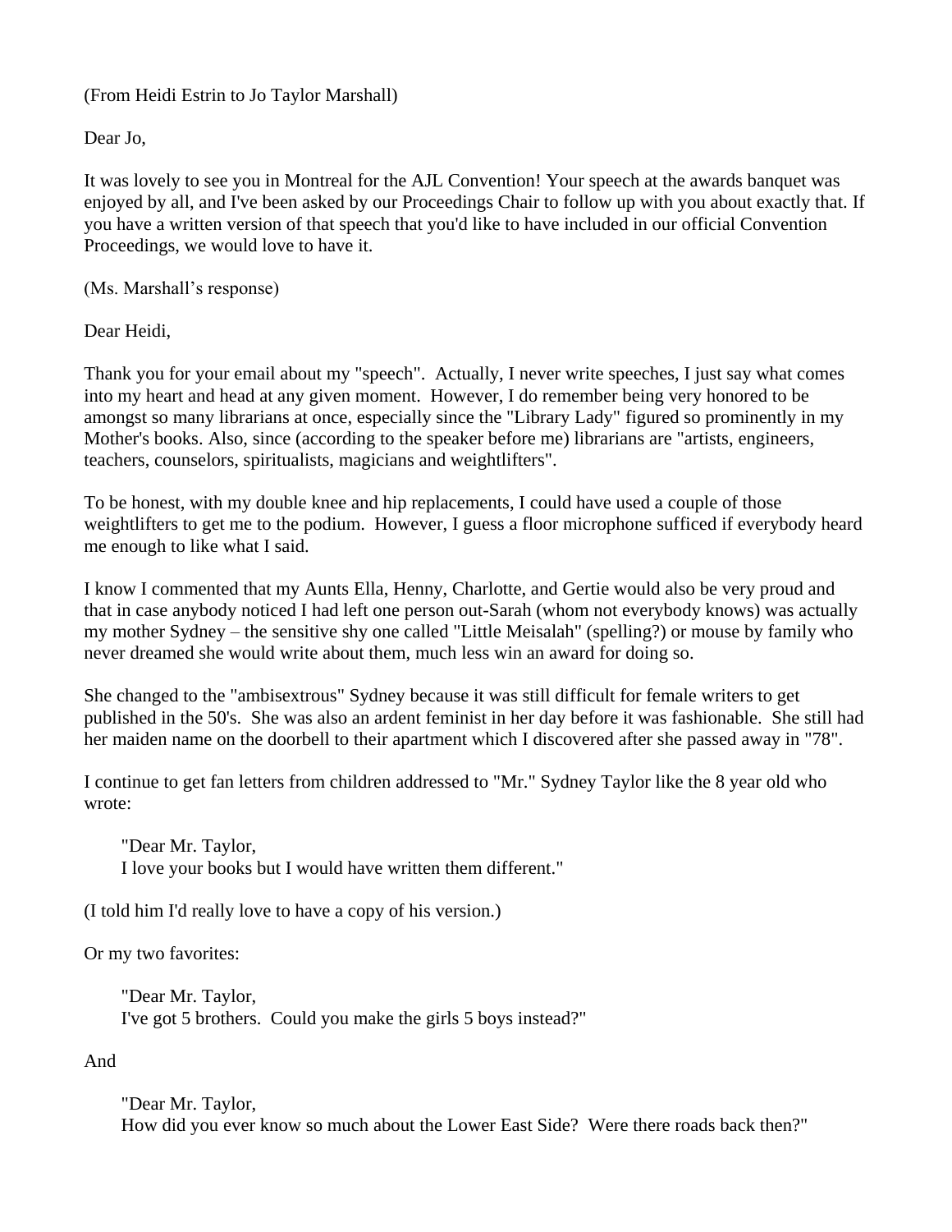(From Heidi Estrin to Jo Taylor Marshall)

Dear Jo,

It was lovely to see you in Montreal for the AJL Convention! Your speech at the awards banquet was enjoyed by all, and I've been asked by our Proceedings Chair to follow up with you about exactly that. If you have a written version of that speech that you'd like to have included in our official Convention Proceedings, we would love to have it.

(Ms. Marshall's response)

Dear Heidi,

Thank you for your email about my "speech". Actually, I never write speeches, I just say what comes into my heart and head at any given moment. However, I do remember being very honored to be amongst so many librarians at once, especially since the "Library Lady" figured so prominently in my Mother's books. Also, since (according to the speaker before me) librarians are "artists, engineers, teachers, counselors, spiritualists, magicians and weightlifters".

To be honest, with my double knee and hip replacements, I could have used a couple of those weightlifters to get me to the podium. However, I guess a floor microphone sufficed if everybody heard me enough to like what I said.

I know I commented that my Aunts Ella, Henny, Charlotte, and Gertie would also be very proud and that in case anybody noticed I had left one person out-Sarah (whom not everybody knows) was actually my mother Sydney – the sensitive shy one called "Little Meisalah" (spelling?) or mouse by family who never dreamed she would write about them, much less win an award for doing so.

She changed to the "ambisextrous" Sydney because it was still difficult for female writers to get published in the 50's. She was also an ardent feminist in her day before it was fashionable. She still had her maiden name on the doorbell to their apartment which I discovered after she passed away in "78".

I continue to get fan letters from children addressed to "Mr." Sydney Taylor like the 8 year old who wrote:

> "Dear Mr. Taylor,
> I love your books but I would have written them different."

(I told him I'd really love to have a copy of his version.)

Or my two favorites:

> "Dear Mr. Taylor,
> I've got 5 brothers. Could you make the girls 5 boys instead?"

And

> "Dear Mr. Taylor,
> How did you ever know so much about the Lower East Side? Were there roads back then?"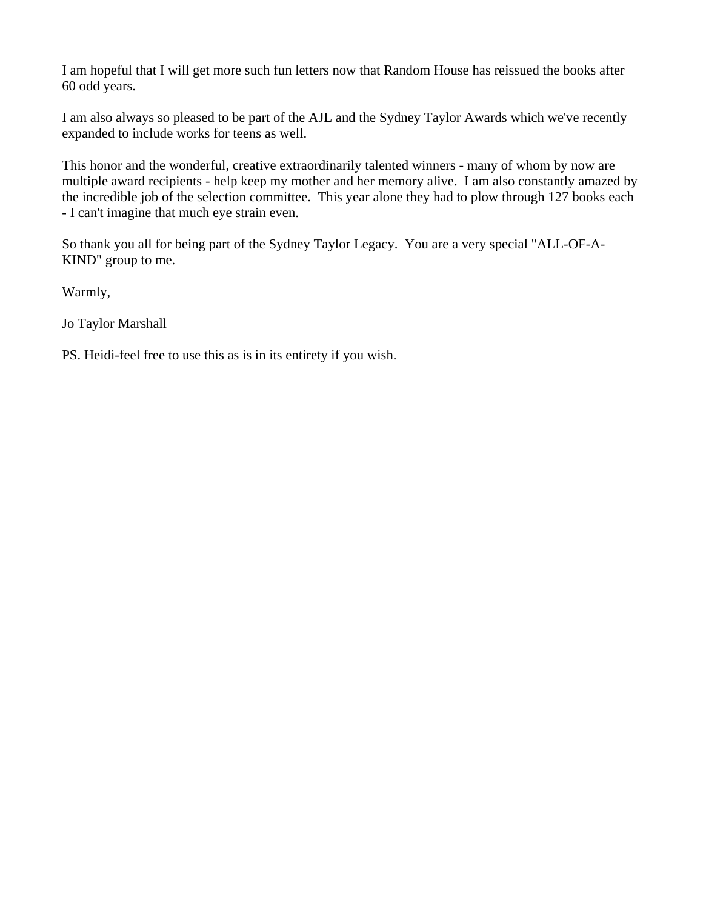I am hopeful that I will get more such fun letters now that Random House has reissued the books after 60 odd years.

I am also always so pleased to be part of the AJL and the Sydney Taylor Awards which we've recently expanded to include works for teens as well.

This honor and the wonderful, creative extraordinarily talented winners - many of whom by now are multiple award recipients - help keep my mother and her memory alive.  I am also constantly amazed by the incredible job of the selection committee.  This year alone they had to plow through 127 books each - I can't imagine that much eye strain even.

So thank you all for being part of the Sydney Taylor Legacy.  You are a very special "ALL-OF-A-KIND" group to me.

Warmly,

Jo Taylor Marshall

PS. Heidi-feel free to use this as is in its entirety if you wish.